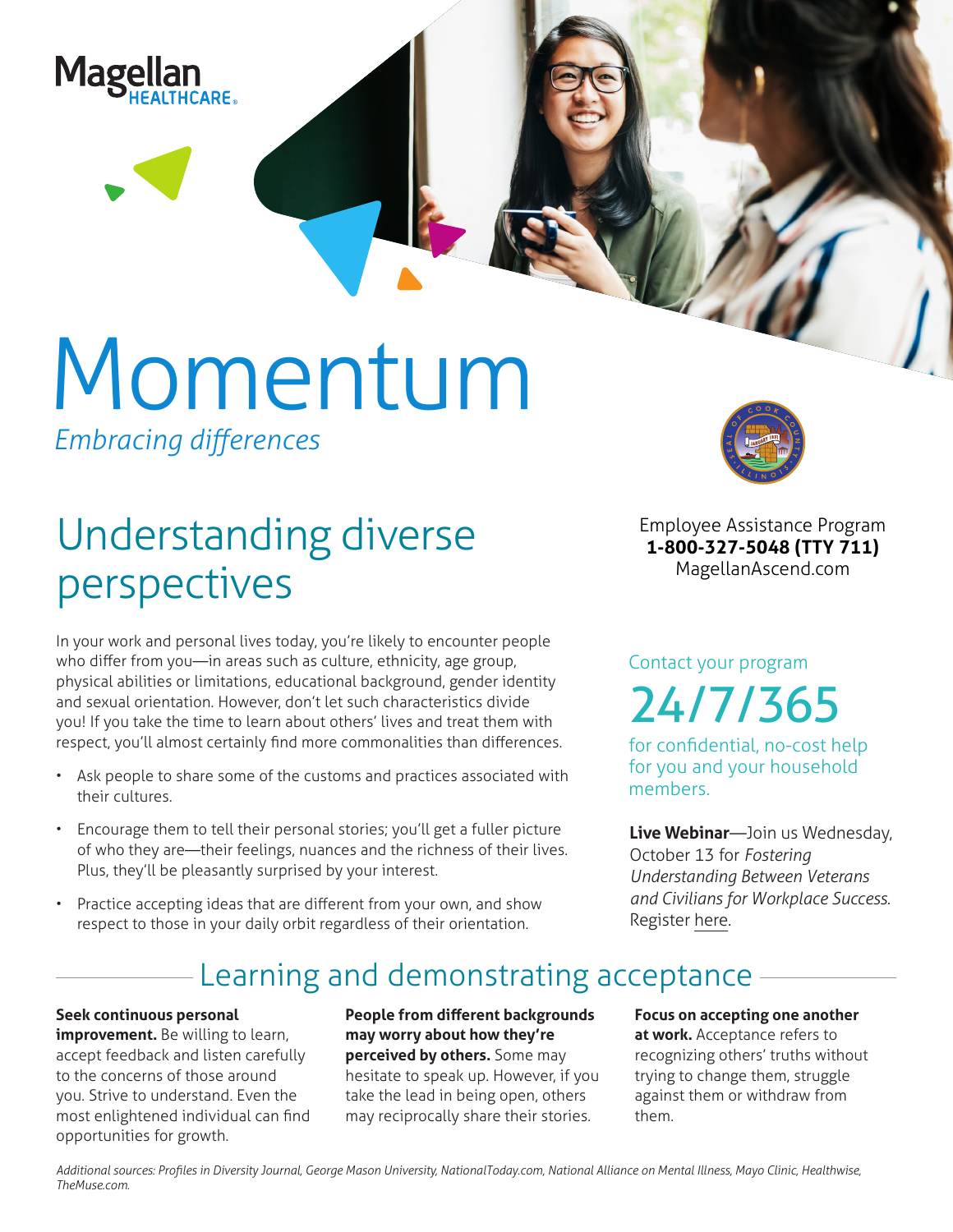Magellan HEALTHCARE

# Momentum

*Embracing differences*

## Understanding diverse perspectives

In your work and personal lives today, you're likely to encounter people who differ from you—in areas such as culture, ethnicity, age group, physical abilities or limitations, educational background, gender identity and sexual orientation. However, don't let such characteristics divide you! If you take the time to learn about others' lives and treat them with respect, you'll almost certainly find more commonalities than differences.

- Ask people to share some of the customs and practices associated with their cultures.
- Encourage them to tell their personal stories; you'll get a fuller picture of who they are—their feelings, nuances and the richness of their lives. Plus, they'll be pleasantly surprised by your interest.
- Practice accepting ideas that are different from your own, and show respect to those in your daily orbit regardless of their orientation.

Employee Assistance Program
**1-800-327-5048 (TTY 711)**
MagellanAscend.com

Contact your program

24/7/365

for confidential, no-cost help for you and your household members.

**Live Webinar**—Join us Wednesday, October 13 for *Fostering Understanding Between Veterans and Civilians for Workplace Success*. Register here.

## Learning and demonstrating acceptance

**Seek continuous personal improvement.** Be willing to learn, accept feedback and listen carefully to the concerns of those around you. Strive to understand. Even the most enlightened individual can find opportunities for growth.

**People from different backgrounds may worry about how they're perceived by others.** Some may hesitate to speak up. However, if you take the lead in being open, others may reciprocally share their stories.

**Focus on accepting one another at work.** Acceptance refers to recognizing others' truths without trying to change them, struggle against them or withdraw from them.

*Additional sources: Profiles in Diversity Journal, George Mason University, NationalToday.com, National Alliance on Mental Illness, Mayo Clinic, Healthwise, TheMuse.com.*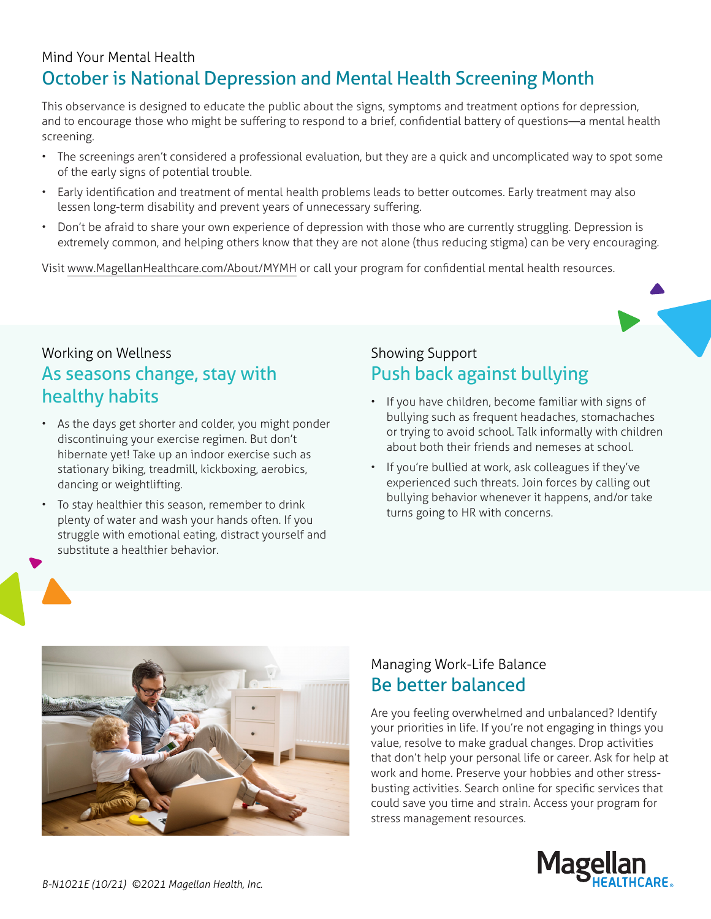Mind Your Mental Health

## October is National Depression and Mental Health Screening Month

This observance is designed to educate the public about the signs, symptoms and treatment options for depression, and to encourage those who might be suffering to respond to a brief, confidential battery of questions—a mental health screening.

- The screenings aren't considered a professional evaluation, but they are a quick and uncomplicated way to spot some of the early signs of potential trouble.
- Early identification and treatment of mental health problems leads to better outcomes. Early treatment may also lessen long-term disability and prevent years of unnecessary suffering.
- Don't be afraid to share your own experience of depression with those who are currently struggling. Depression is extremely common, and helping others know that they are not alone (thus reducing stigma) can be very encouraging.

Visit www.MagellanHealthcare.com/About/MYMH or call your program for confidential mental health resources.

Working on Wellness

## As seasons change, stay with healthy habits

- As the days get shorter and colder, you might ponder discontinuing your exercise regimen. But don't hibernate yet! Take up an indoor exercise such as stationary biking, treadmill, kickboxing, aerobics, dancing or weightlifting.
- To stay healthier this season, remember to drink plenty of water and wash your hands often. If you struggle with emotional eating, distract yourself and substitute a healthier behavior.

Showing Support

## Push back against bullying

- If you have children, become familiar with signs of bullying such as frequent headaches, stomachaches or trying to avoid school. Talk informally with children about both their friends and nemeses at school.
- If you're bullied at work, ask colleagues if they've experienced such threats. Join forces by calling out bullying behavior whenever it happens, and/or take turns going to HR with concerns.

Managing Work-Life Balance

## Be better balanced

Are you feeling overwhelmed and unbalanced? Identify your priorities in life. If you're not engaging in things you value, resolve to make gradual changes. Drop activities that don't help your personal life or career. Ask for help at work and home. Preserve your hobbies and other stress-busting activities. Search online for specific services that could save you time and strain. Access your program for stress management resources.

*B-N1021E (10/21) ©2021 Magellan Health, Inc.*

Magellan HEALTHCARE®